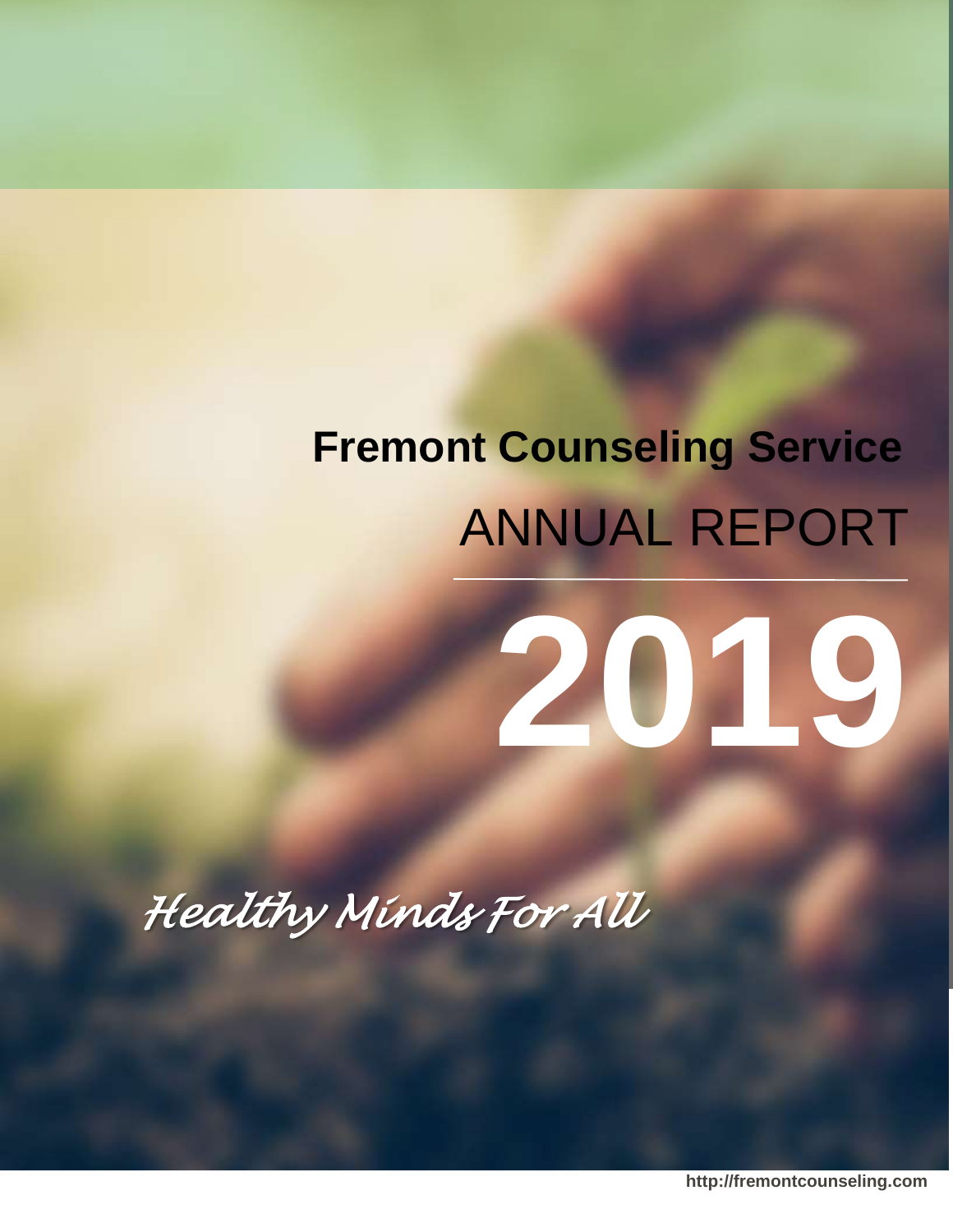# Fremont Counseling Service

## ANNUAL REPORT

# 2019

*Healthy Minds For All*

http://fremontcounseling.com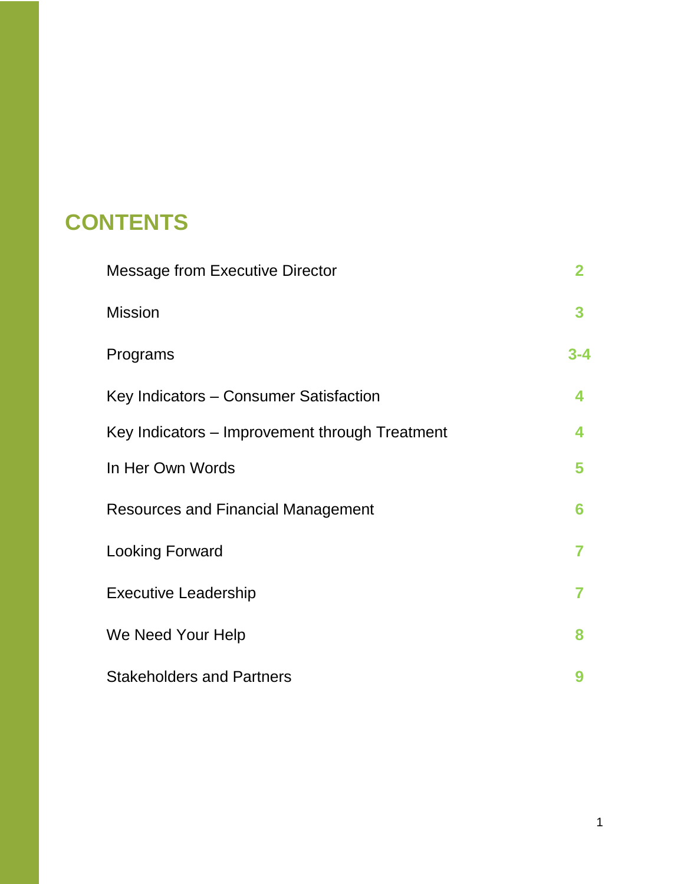# CONTENTS

| | |
|---|---|
| Message from Executive Director | 2 |
| Mission | 3 |
| Programs | 3-4 |
| Key Indicators – Consumer Satisfaction | 4 |
| Key Indicators – Improvement through Treatment | 4 |
| In Her Own Words | 5 |
| Resources and Financial Management | 6 |
| Looking Forward | 7 |
| Executive Leadership | 7 |
| We Need Your Help | 8 |
| Stakeholders and Partners | 9 |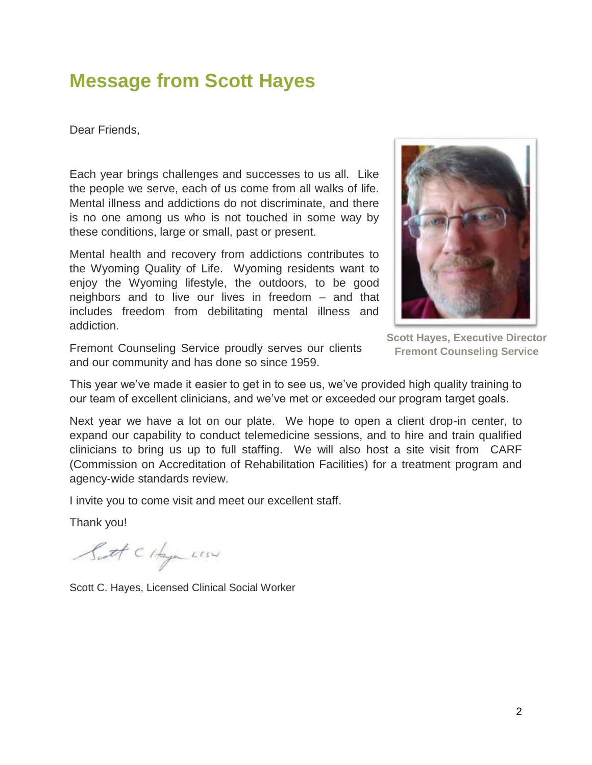# Message from Scott Hayes

Dear Friends,

Each year brings challenges and successes to us all. Like the people we serve, each of us come from all walks of life. Mental illness and addictions do not discriminate, and there is no one among us who is not touched in some way by these conditions, large or small, past or present.

Mental health and recovery from addictions contributes to the Wyoming Quality of Life. Wyoming residents want to enjoy the Wyoming lifestyle, the outdoors, to be good neighbors and to live our lives in freedom – and that includes freedom from debilitating mental illness and addiction.

**Scott Hayes, Executive Director**
**Fremont Counseling Service**

Fremont Counseling Service proudly serves our clients and our community and has done so since 1959.

This year we've made it easier to get in to see us, we've provided high quality training to our team of excellent clinicians, and we've met or exceeded our program target goals.

Next year we have a lot on our plate. We hope to open a client drop-in center, to expand our capability to conduct telemedicine sessions, and to hire and train qualified clinicians to bring us up to full staffing. We will also host a site visit from CARF (Commission on Accreditation of Rehabilitation Facilities) for a treatment program and agency-wide standards review.

I invite you to come visit and meet our excellent staff.

Thank you!

Scott C Hayes LCSW

Scott C. Hayes, Licensed Clinical Social Worker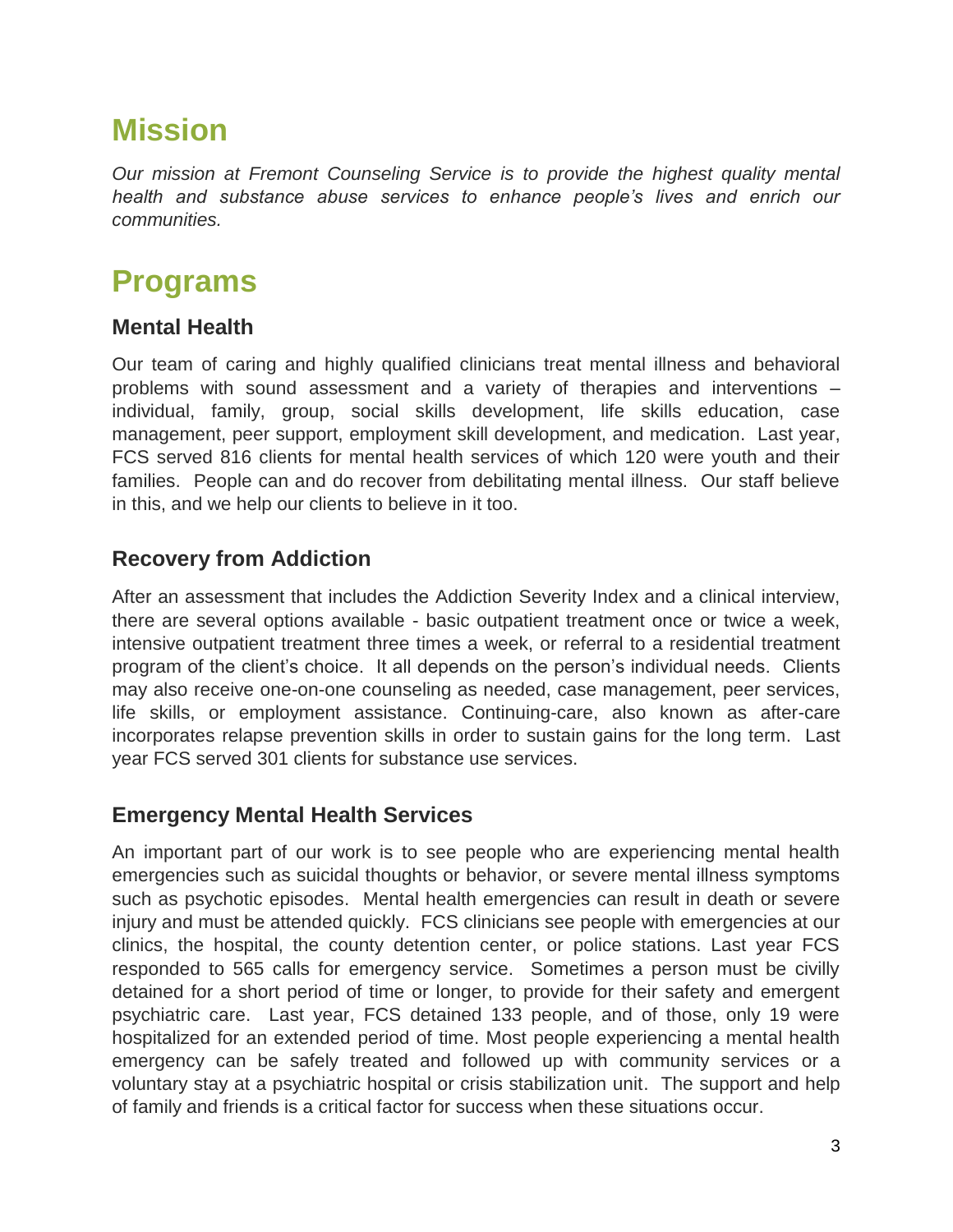# Mission

*Our mission at Fremont Counseling Service is to provide the highest quality mental health and substance abuse services to enhance people's lives and enrich our communities.*

# Programs

## Mental Health

Our team of caring and highly qualified clinicians treat mental illness and behavioral problems with sound assessment and a variety of therapies and interventions – individual, family, group, social skills development, life skills education, case management, peer support, employment skill development, and medication. Last year, FCS served 816 clients for mental health services of which 120 were youth and their families. People can and do recover from debilitating mental illness. Our staff believe in this, and we help our clients to believe in it too.

## Recovery from Addiction

After an assessment that includes the Addiction Severity Index and a clinical interview, there are several options available - basic outpatient treatment once or twice a week, intensive outpatient treatment three times a week, or referral to a residential treatment program of the client's choice. It all depends on the person's individual needs. Clients may also receive one-on-one counseling as needed, case management, peer services, life skills, or employment assistance. Continuing-care, also known as after-care incorporates relapse prevention skills in order to sustain gains for the long term. Last year FCS served 301 clients for substance use services.

## Emergency Mental Health Services

An important part of our work is to see people who are experiencing mental health emergencies such as suicidal thoughts or behavior, or severe mental illness symptoms such as psychotic episodes. Mental health emergencies can result in death or severe injury and must be attended quickly. FCS clinicians see people with emergencies at our clinics, the hospital, the county detention center, or police stations. Last year FCS responded to 565 calls for emergency service. Sometimes a person must be civilly detained for a short period of time or longer, to provide for their safety and emergent psychiatric care. Last year, FCS detained 133 people, and of those, only 19 were hospitalized for an extended period of time. Most people experiencing a mental health emergency can be safely treated and followed up with community services or a voluntary stay at a psychiatric hospital or crisis stabilization unit. The support and help of family and friends is a critical factor for success when these situations occur.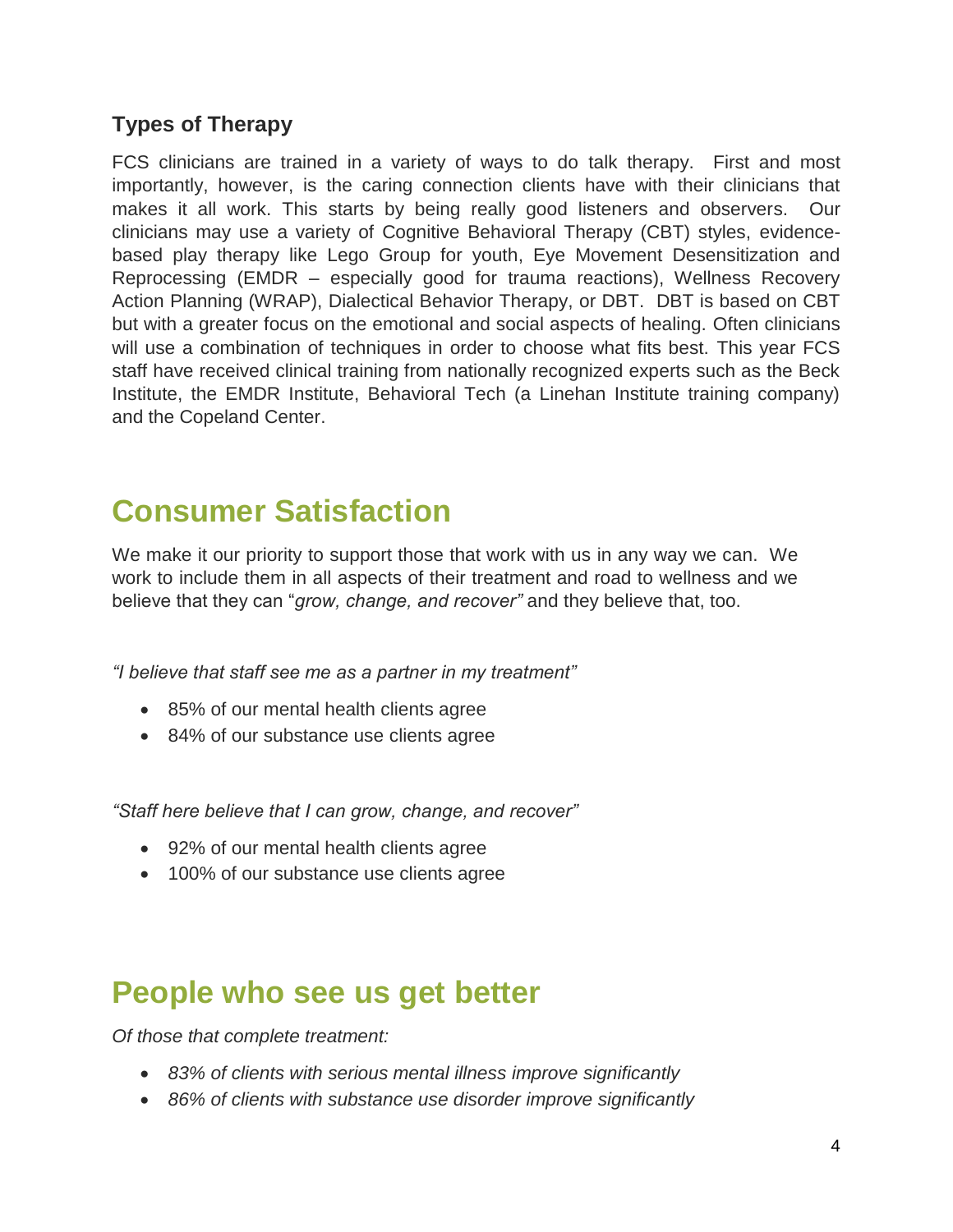### Types of Therapy

FCS clinicians are trained in a variety of ways to do talk therapy. First and most importantly, however, is the caring connection clients have with their clinicians that makes it all work. This starts by being really good listeners and observers. Our clinicians may use a variety of Cognitive Behavioral Therapy (CBT) styles, evidence-based play therapy like Lego Group for youth, Eye Movement Desensitization and Reprocessing (EMDR – especially good for trauma reactions), Wellness Recovery Action Planning (WRAP), Dialectical Behavior Therapy, or DBT. DBT is based on CBT but with a greater focus on the emotional and social aspects of healing. Often clinicians will use a combination of techniques in order to choose what fits best. This year FCS staff have received clinical training from nationally recognized experts such as the Beck Institute, the EMDR Institute, Behavioral Tech (a Linehan Institute training company) and the Copeland Center.

## Consumer Satisfaction

We make it our priority to support those that work with us in any way we can. We work to include them in all aspects of their treatment and road to wellness and we believe that they can "*grow, change, and recover"* and they believe that, too.

*"I believe that staff see me as a partner in my treatment"*

- 85% of our mental health clients agree
- 84% of our substance use clients agree

*"Staff here believe that I can grow, change, and recover"*

- 92% of our mental health clients agree
- 100% of our substance use clients agree

## People who see us get better

*Of those that complete treatment:*

- *83% of clients with serious mental illness improve significantly*
- *86% of clients with substance use disorder improve significantly*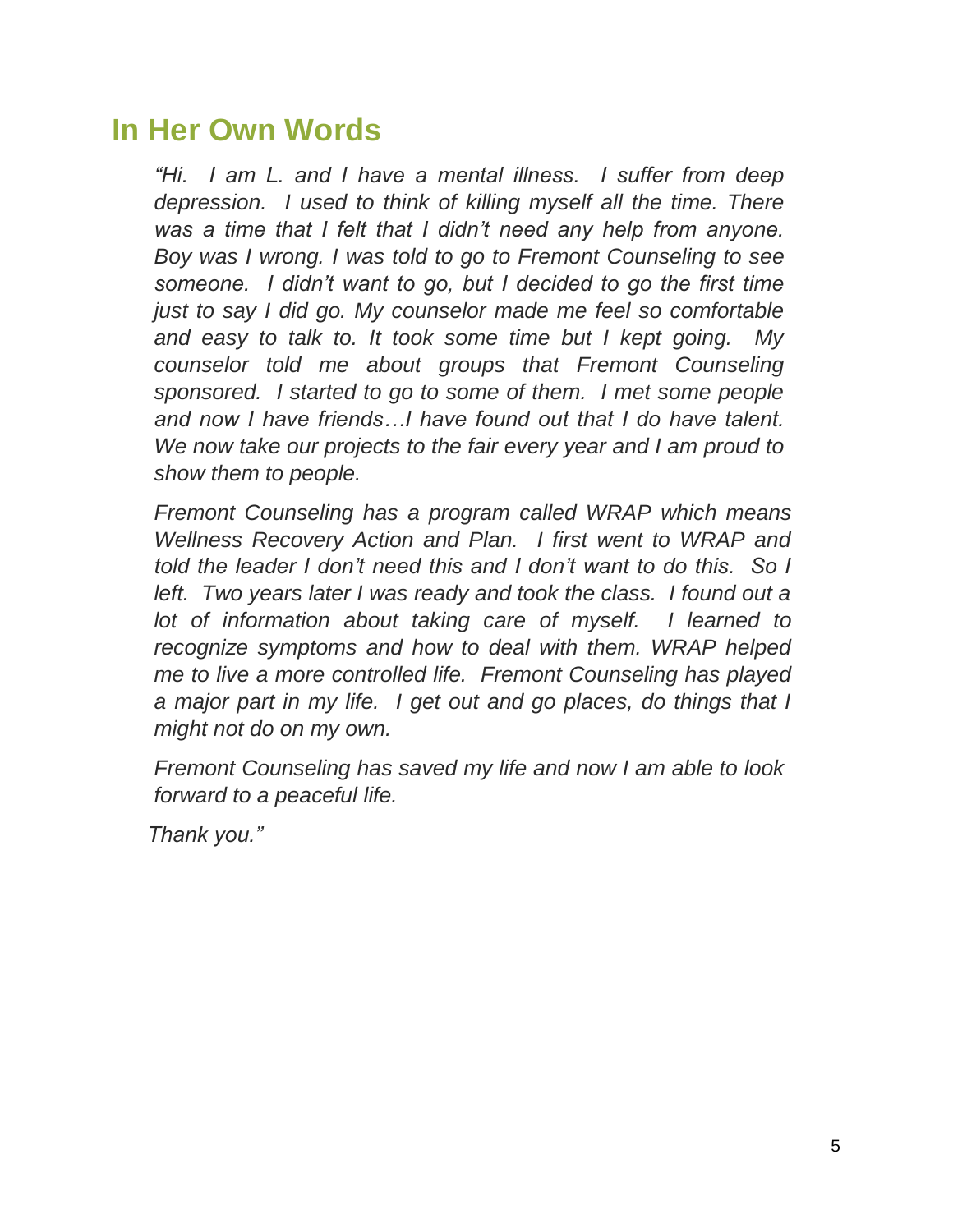## In Her Own Words

*"Hi. I am L. and I have a mental illness. I suffer from deep depression. I used to think of killing myself all the time. There was a time that I felt that I didn't need any help from anyone. Boy was I wrong. I was told to go to Fremont Counseling to see someone. I didn't want to go, but I decided to go the first time just to say I did go. My counselor made me feel so comfortable and easy to talk to. It took some time but I kept going. My counselor told me about groups that Fremont Counseling sponsored. I started to go to some of them. I met some people and now I have friends…I have found out that I do have talent. We now take our projects to the fair every year and I am proud to show them to people.*

*Fremont Counseling has a program called WRAP which means Wellness Recovery Action and Plan. I first went to WRAP and told the leader I don't need this and I don't want to do this. So I left. Two years later I was ready and took the class. I found out a lot of information about taking care of myself. I learned to recognize symptoms and how to deal with them. WRAP helped me to live a more controlled life. Fremont Counseling has played a major part in my life. I get out and go places, do things that I might not do on my own.*

*Fremont Counseling has saved my life and now I am able to look forward to a peaceful life.*

*Thank you."*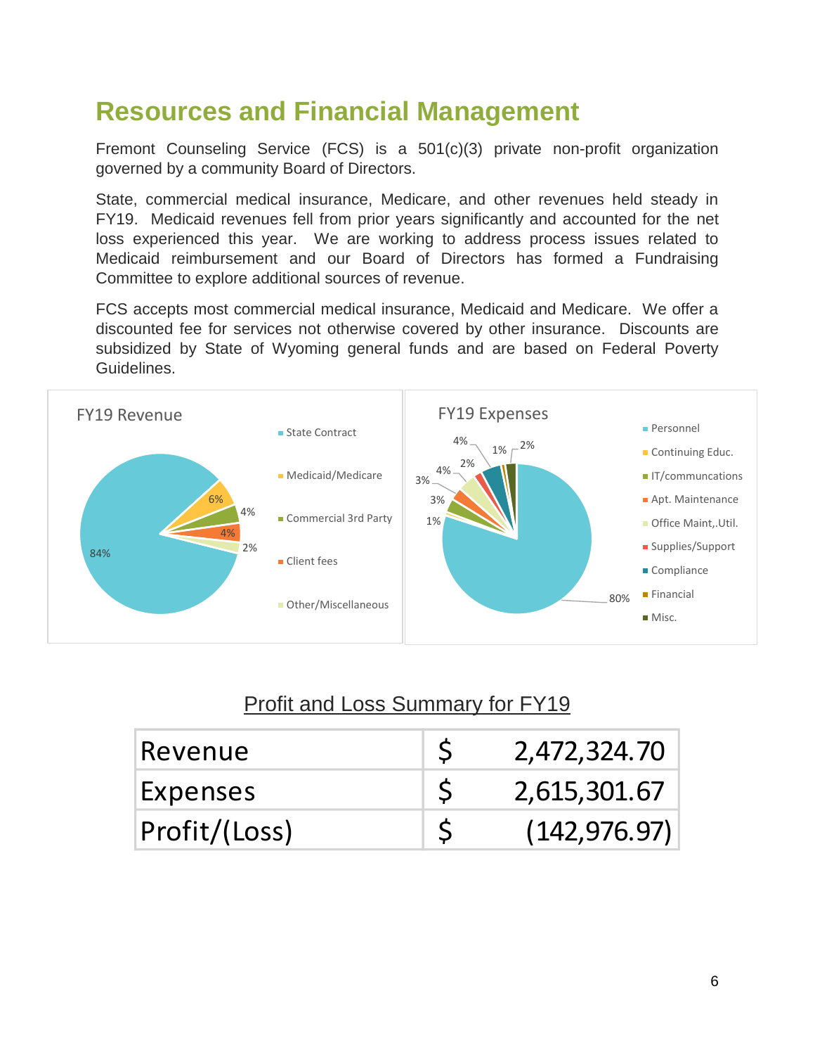# Resources and Financial Management

Fremont Counseling Service (FCS) is a 501(c)(3) private non-profit organization governed by a community Board of Directors.

State, commercial medical insurance, Medicare, and other revenues held steady in FY19. Medicaid revenues fell from prior years significantly and accounted for the net loss experienced this year. We are working to address process issues related to Medicaid reimbursement and our Board of Directors has formed a Fundraising Committee to explore additional sources of revenue.

FCS accepts most commercial medical insurance, Medicaid and Medicare. We offer a discounted fee for services not otherwise covered by other insurance. Discounts are subsidized by State of Wyoming general funds and are based on Federal Poverty Guidelines.

**FY19 Revenue**

- State Contract: 84%
- Medicaid/Medicare: 6%
- Commercial 3rd Party: 4%
- Client fees: 4%
- Other/Miscellaneous: 2%

**FY19 Expenses**

- Personnel: 80%
- Continuing Educ.: 1%
- IT/communcations: 3%
- Apt. Maintenance: 3%
- Office Maint,.Util.: 4%
- Supplies/Support: 2%
- Compliance: 4%
- Financial: 1%
- Misc.: 2%

<u>Profit and Loss Summary for FY19</u>

| | | |
|---|---|---|
| Revenue | $ | 2,472,324.70 |
| Expenses | $ | 2,615,301.67 |
| Profit/(Loss) | $ | (142,976.97) |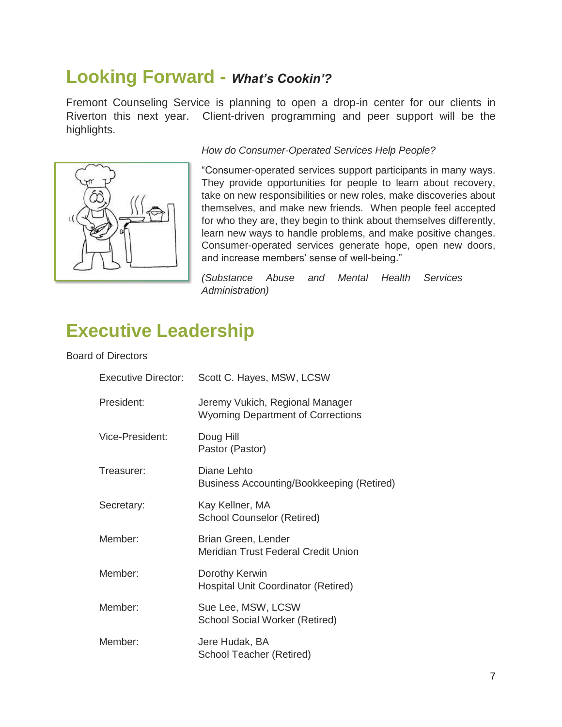## Looking Forward - *What's Cookin'?*

Fremont Counseling Service is planning to open a drop-in center for our clients in Riverton this next year. Client-driven programming and peer support will be the highlights.

*How do Consumer-Operated Services Help People?*

"Consumer-operated services support participants in many ways. They provide opportunities for people to learn about recovery, take on new responsibilities or new roles, make discoveries about themselves, and make new friends. When people feel accepted for who they are, they begin to think about themselves differently, learn new ways to handle problems, and make positive changes. Consumer-operated services generate hope, open new doors, and increase members' sense of well-being."

*(Substance Abuse and Mental Health Services Administration)*

## Executive Leadership

Board of Directors

| | |
|---|---|
| Executive Director: | Scott C. Hayes, MSW, LCSW |
| President: | Jeremy Vukich, Regional Manager<br>Wyoming Department of Corrections |
| Vice-President: | Doug Hill<br>Pastor (Pastor) |
| Treasurer: | Diane Lehto<br>Business Accounting/Bookkeeping (Retired) |
| Secretary: | Kay Kellner, MA<br>School Counselor (Retired) |
| Member: | Brian Green, Lender<br>Meridian Trust Federal Credit Union |
| Member: | Dorothy Kerwin<br>Hospital Unit Coordinator (Retired) |
| Member: | Sue Lee, MSW, LCSW<br>School Social Worker (Retired) |
| Member: | Jere Hudak, BA<br>School Teacher (Retired) |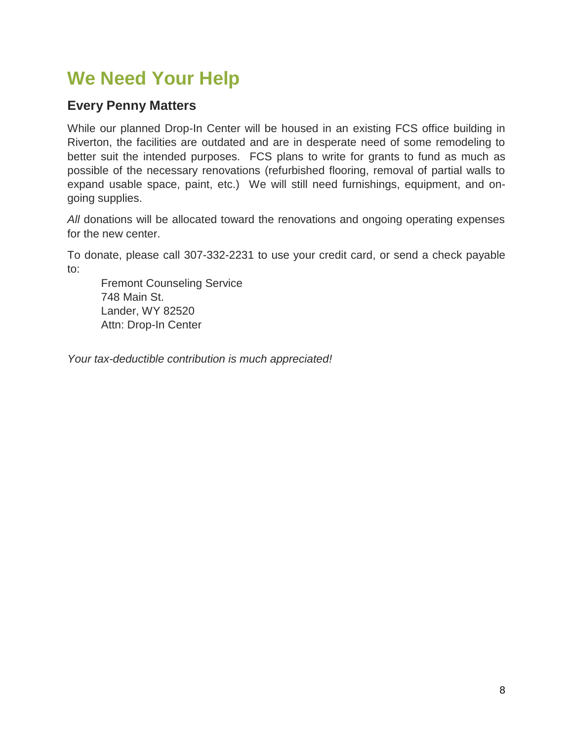# We Need Your Help

## Every Penny Matters

While our planned Drop-In Center will be housed in an existing FCS office building in Riverton, the facilities are outdated and are in desperate need of some remodeling to better suit the intended purposes. FCS plans to write for grants to fund as much as possible of the necessary renovations (refurbished flooring, removal of partial walls to expand usable space, paint, etc.) We will still need furnishings, equipment, and on-going supplies.

*All* donations will be allocated toward the renovations and ongoing operating expenses for the new center.

To donate, please call 307-332-2231 to use your credit card, or send a check payable to:

Fremont Counseling Service
748 Main St.
Lander, WY 82520
Attn: Drop-In Center

*Your tax-deductible contribution is much appreciated!*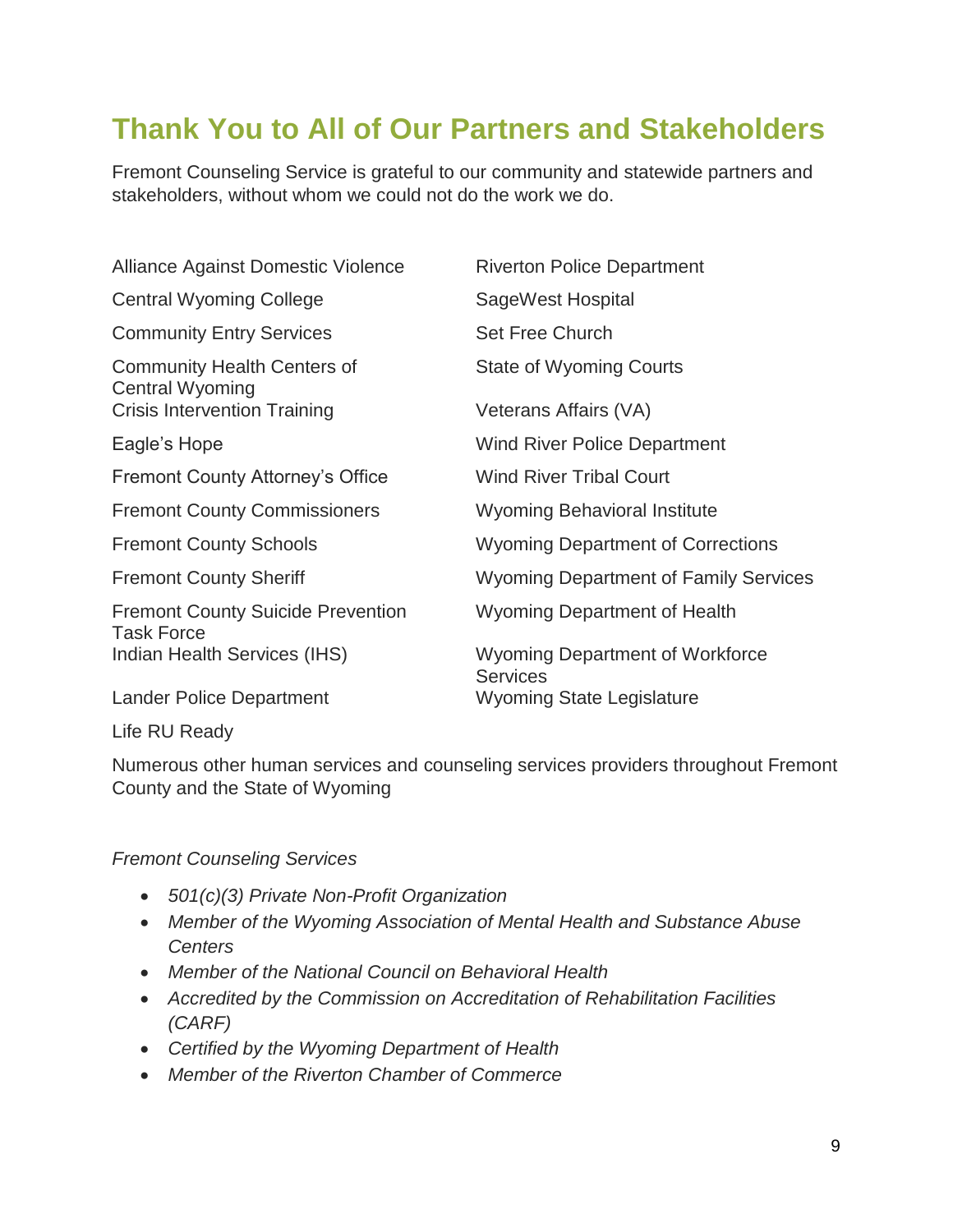## Thank You to All of Our Partners and Stakeholders

Fremont Counseling Service is grateful to our community and statewide partners and stakeholders, without whom we could not do the work we do.

- Alliance Against Domestic Violence
- Central Wyoming College
- Community Entry Services
- Community Health Centers of Central Wyoming
- Crisis Intervention Training
- Eagle's Hope
- Fremont County Attorney's Office
- Fremont County Commissioners
- Fremont County Schools
- Fremont County Sheriff
- Fremont County Suicide Prevention Task Force
- Indian Health Services (IHS)
- Lander Police Department
- Life RU Ready
- Riverton Police Department
- SageWest Hospital
- Set Free Church
- State of Wyoming Courts
- Veterans Affairs (VA)
- Wind River Police Department
- Wind River Tribal Court
- Wyoming Behavioral Institute
- Wyoming Department of Corrections
- Wyoming Department of Family Services
- Wyoming Department of Health
- Wyoming Department of Workforce Services
- Wyoming State Legislature

Numerous other human services and counseling services providers throughout Fremont County and the State of Wyoming

*Fremont Counseling Services*

- *501(c)(3) Private Non-Profit Organization*
- *Member of the Wyoming Association of Mental Health and Substance Abuse Centers*
- *Member of the National Council on Behavioral Health*
- *Accredited by the Commission on Accreditation of Rehabilitation Facilities (CARF)*
- *Certified by the Wyoming Department of Health*
- *Member of the Riverton Chamber of Commerce*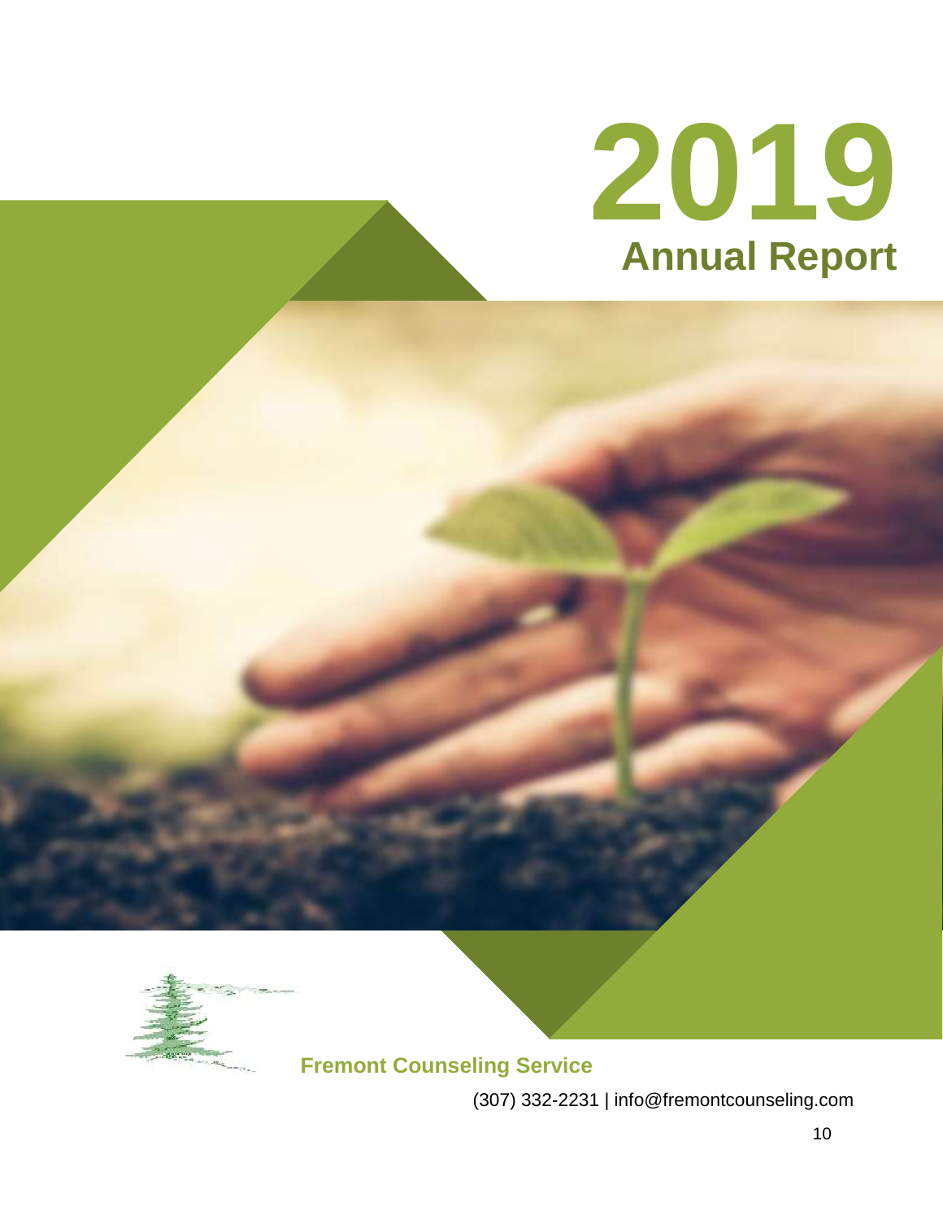# 2019

## Annual Report

**Fremont Counseling Service**

(307) 332-2231 | info@fremontcounseling.com